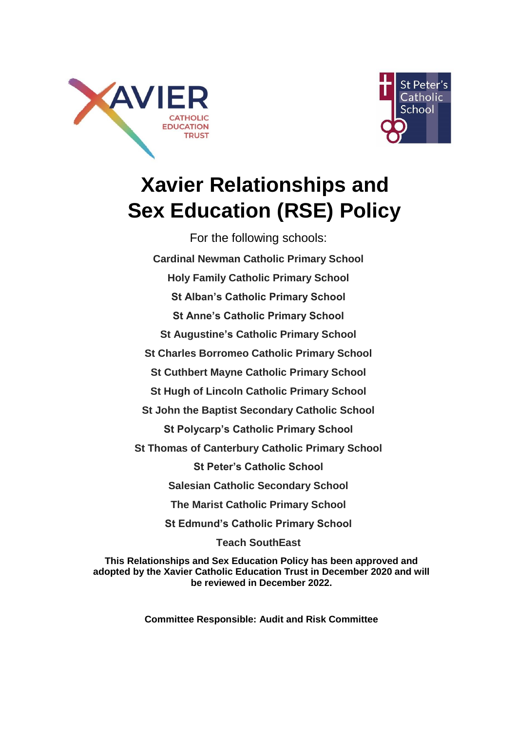# Xavier Relationships and Sex Education (RSE) Policy

For the following schools:

**Cardinal Newman Catholic Primary School**

**Holy Family Catholic Primary School**

**St Alban's Catholic Primary School**

**St Anne's Catholic Primary School**

**St Augustine's Catholic Primary School**

**St Charles Borromeo Catholic Primary School**

**St Cuthbert Mayne Catholic Primary School**

**St Hugh of Lincoln Catholic Primary School**

**St John the Baptist Secondary Catholic School**

**St Polycarp's Catholic Primary School**

**St Thomas of Canterbury Catholic Primary School**

**St Peter's Catholic School**

**Salesian Catholic Secondary School**

**The Marist Catholic Primary School**

**St Edmund's Catholic Primary School**

**Teach SouthEast**

**This Relationships and Sex Education Policy has been approved and adopted by the Xavier Catholic Education Trust in December 2020 and will be reviewed in December 2022.**

**Committee Responsible: Audit and Risk Committee**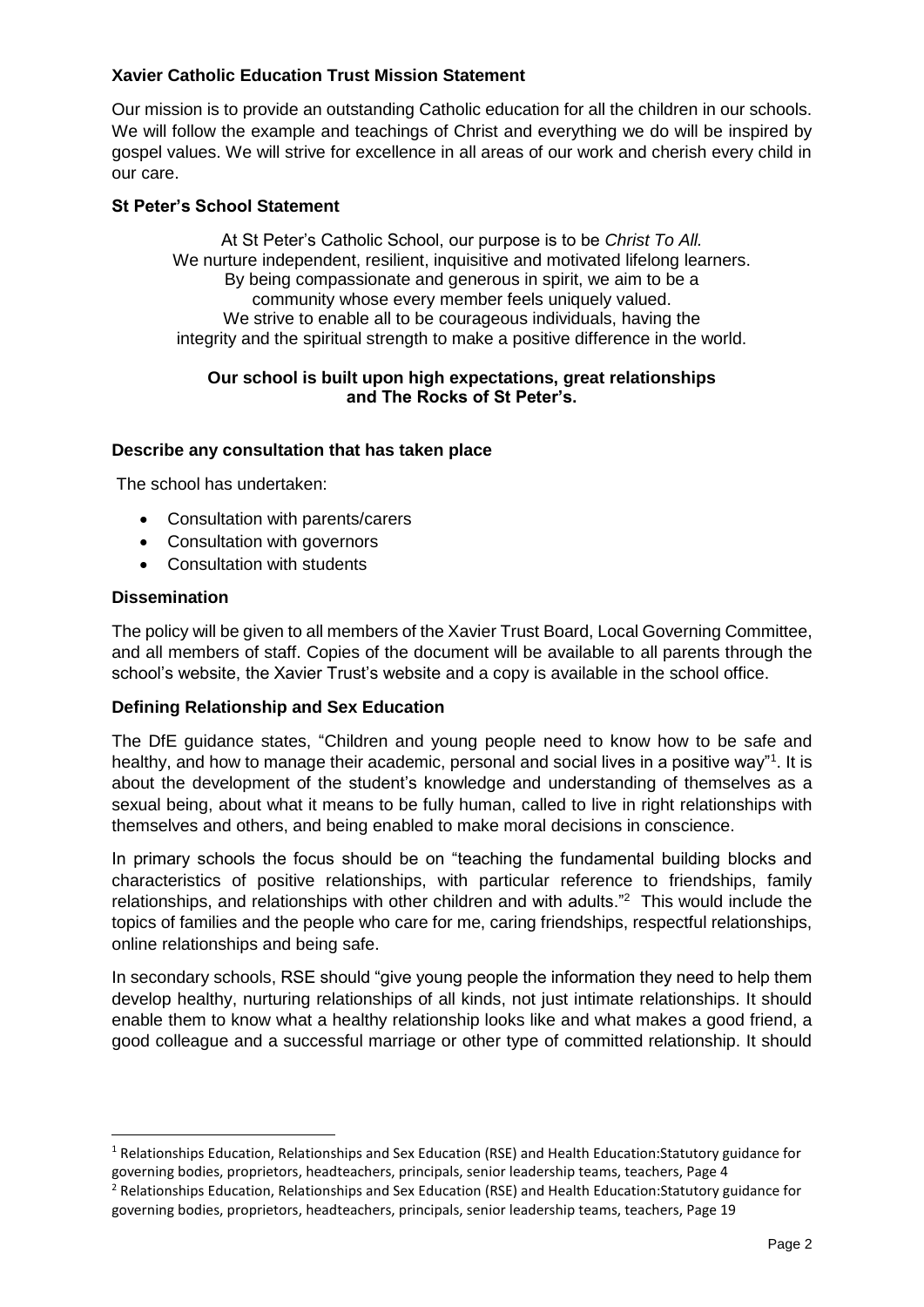**Xavier Catholic Education Trust Mission Statement**

Our mission is to provide an outstanding Catholic education for all the children in our schools. We will follow the example and teachings of Christ and everything we do will be inspired by gospel values. We will strive for excellence in all areas of our work and cherish every child in our care.

**St Peter's School Statement**

At St Peter's Catholic School, our purpose is to be *Christ To All.*
We nurture independent, resilient, inquisitive and motivated lifelong learners.
By being compassionate and generous in spirit, we aim to be a community whose every member feels uniquely valued.
We strive to enable all to be courageous individuals, having the integrity and the spiritual strength to make a positive difference in the world.

**Our school is built upon high expectations, great relationships and The Rocks of St Peter's.**

**Describe any consultation that has taken place**

The school has undertaken:

- Consultation with parents/carers
- Consultation with governors
- Consultation with students

**Dissemination**

The policy will be given to all members of the Xavier Trust Board, Local Governing Committee, and all members of staff. Copies of the document will be available to all parents through the school's website, the Xavier Trust's website and a copy is available in the school office.

**Defining Relationship and Sex Education**

The DfE guidance states, "Children and young people need to know how to be safe and healthy, and how to manage their academic, personal and social lives in a positive way"[1]. It is about the development of the student's knowledge and understanding of themselves as a sexual being, about what it means to be fully human, called to live in right relationships with themselves and others, and being enabled to make moral decisions in conscience.

In primary schools the focus should be on "teaching the fundamental building blocks and characteristics of positive relationships, with particular reference to friendships, family relationships, and relationships with other children and with adults."[2] This would include the topics of families and the people who care for me, caring friendships, respectful relationships, online relationships and being safe.

In secondary schools, RSE should "give young people the information they need to help them develop healthy, nurturing relationships of all kinds, not just intimate relationships. It should enable them to know what a healthy relationship looks like and what makes a good friend, a good colleague and a successful marriage or other type of committed relationship. It should

[1] Relationships Education, Relationships and Sex Education (RSE) and Health Education:Statutory guidance for governing bodies, proprietors, headteachers, principals, senior leadership teams, teachers, Page 4

[2] Relationships Education, Relationships and Sex Education (RSE) and Health Education:Statutory guidance for governing bodies, proprietors, headteachers, principals, senior leadership teams, teachers, Page 19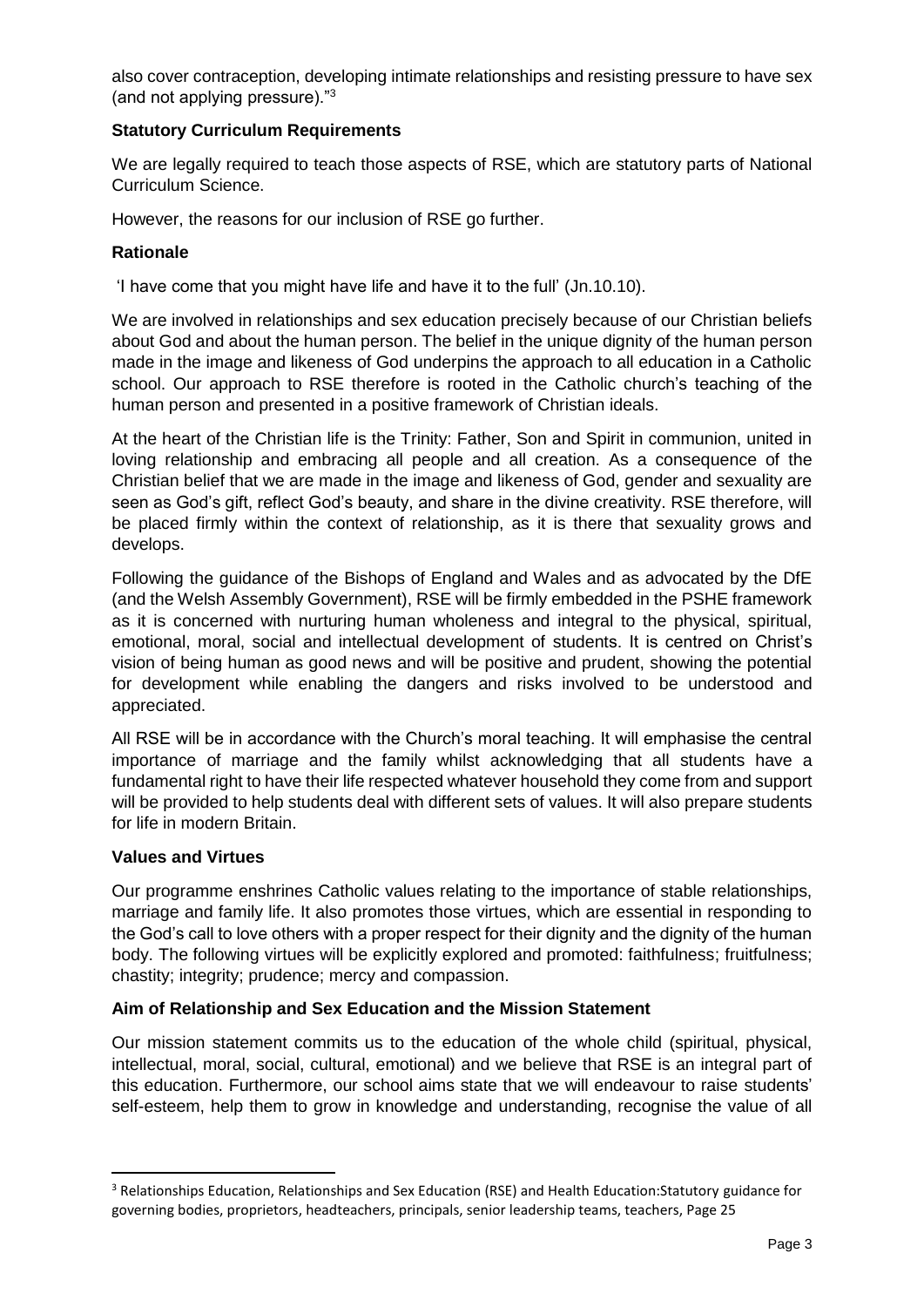also cover contraception, developing intimate relationships and resisting pressure to have sex (and not applying pressure)."[3]

**Statutory Curriculum Requirements**

We are legally required to teach those aspects of RSE, which are statutory parts of National Curriculum Science.

However, the reasons for our inclusion of RSE go further.

**Rationale**

'I have come that you might have life and have it to the full' (Jn.10.10).

We are involved in relationships and sex education precisely because of our Christian beliefs about God and about the human person. The belief in the unique dignity of the human person made in the image and likeness of God underpins the approach to all education in a Catholic school. Our approach to RSE therefore is rooted in the Catholic church's teaching of the human person and presented in a positive framework of Christian ideals.

At the heart of the Christian life is the Trinity: Father, Son and Spirit in communion, united in loving relationship and embracing all people and all creation. As a consequence of the Christian belief that we are made in the image and likeness of God, gender and sexuality are seen as God's gift, reflect God's beauty, and share in the divine creativity. RSE therefore, will be placed firmly within the context of relationship, as it is there that sexuality grows and develops.

Following the guidance of the Bishops of England and Wales and as advocated by the DfE (and the Welsh Assembly Government), RSE will be firmly embedded in the PSHE framework as it is concerned with nurturing human wholeness and integral to the physical, spiritual, emotional, moral, social and intellectual development of students. It is centred on Christ's vision of being human as good news and will be positive and prudent, showing the potential for development while enabling the dangers and risks involved to be understood and appreciated.

All RSE will be in accordance with the Church's moral teaching. It will emphasise the central importance of marriage and the family whilst acknowledging that all students have a fundamental right to have their life respected whatever household they come from and support will be provided to help students deal with different sets of values. It will also prepare students for life in modern Britain.

**Values and Virtues**

Our programme enshrines Catholic values relating to the importance of stable relationships, marriage and family life. It also promotes those virtues, which are essential in responding to the God's call to love others with a proper respect for their dignity and the dignity of the human body. The following virtues will be explicitly explored and promoted: faithfulness; fruitfulness; chastity; integrity; prudence; mercy and compassion.

**Aim of Relationship and Sex Education and the Mission Statement**

Our mission statement commits us to the education of the whole child (spiritual, physical, intellectual, moral, social, cultural, emotional) and we believe that RSE is an integral part of this education. Furthermore, our school aims state that we will endeavour to raise students' self-esteem, help them to grow in knowledge and understanding, recognise the value of all

---

[3] Relationships Education, Relationships and Sex Education (RSE) and Health Education:Statutory guidance for governing bodies, proprietors, headteachers, principals, senior leadership teams, teachers, Page 25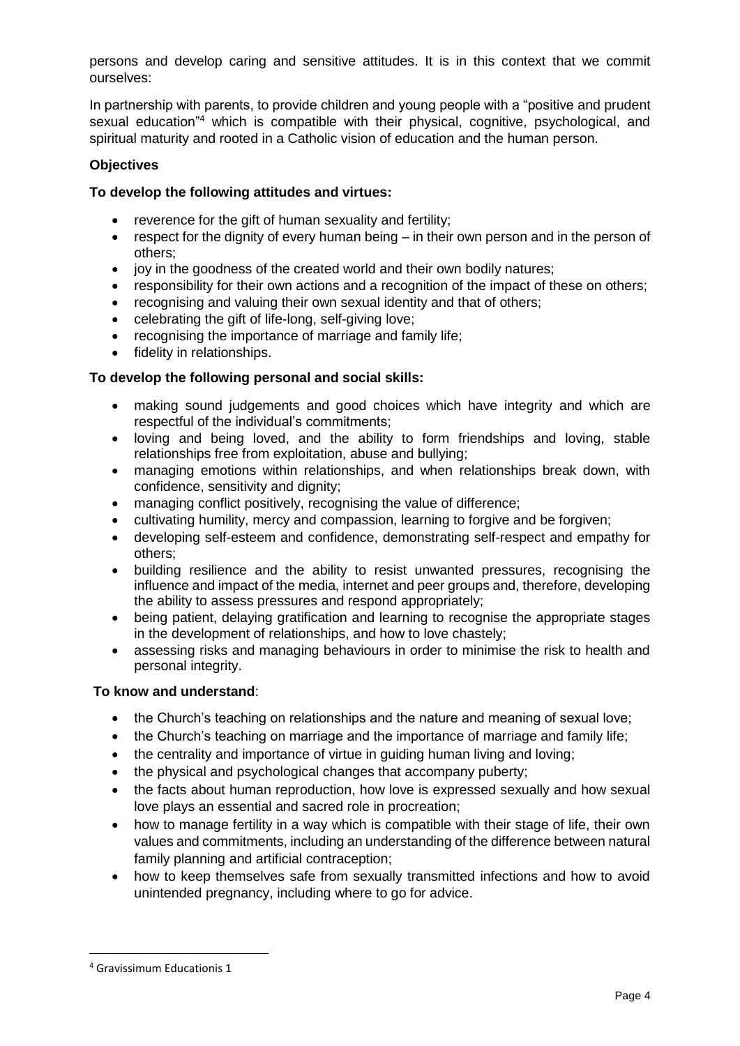persons and develop caring and sensitive attitudes. It is in this context that we commit ourselves:

In partnership with parents, to provide children and young people with a "positive and prudent sexual education"[4] which is compatible with their physical, cognitive, psychological, and spiritual maturity and rooted in a Catholic vision of education and the human person.

**Objectives**

**To develop the following attitudes and virtues:**

- reverence for the gift of human sexuality and fertility;
- respect for the dignity of every human being – in their own person and in the person of others;
- joy in the goodness of the created world and their own bodily natures;
- responsibility for their own actions and a recognition of the impact of these on others;
- recognising and valuing their own sexual identity and that of others;
- celebrating the gift of life-long, self-giving love;
- recognising the importance of marriage and family life;
- fidelity in relationships.

**To develop the following personal and social skills:**

- making sound judgements and good choices which have integrity and which are respectful of the individual's commitments;
- loving and being loved, and the ability to form friendships and loving, stable relationships free from exploitation, abuse and bullying;
- managing emotions within relationships, and when relationships break down, with confidence, sensitivity and dignity;
- managing conflict positively, recognising the value of difference;
- cultivating humility, mercy and compassion, learning to forgive and be forgiven;
- developing self-esteem and confidence, demonstrating self-respect and empathy for others;
- building resilience and the ability to resist unwanted pressures, recognising the influence and impact of the media, internet and peer groups and, therefore, developing the ability to assess pressures and respond appropriately;
- being patient, delaying gratification and learning to recognise the appropriate stages in the development of relationships, and how to love chastely;
- assessing risks and managing behaviours in order to minimise the risk to health and personal integrity.

**To know and understand**:

- the Church's teaching on relationships and the nature and meaning of sexual love;
- the Church's teaching on marriage and the importance of marriage and family life;
- the centrality and importance of virtue in guiding human living and loving;
- the physical and psychological changes that accompany puberty;
- the facts about human reproduction, how love is expressed sexually and how sexual love plays an essential and sacred role in procreation;
- how to manage fertility in a way which is compatible with their stage of life, their own values and commitments, including an understanding of the difference between natural family planning and artificial contraception;
- how to keep themselves safe from sexually transmitted infections and how to avoid unintended pregnancy, including where to go for advice.

[4] Gravissimum Educationis 1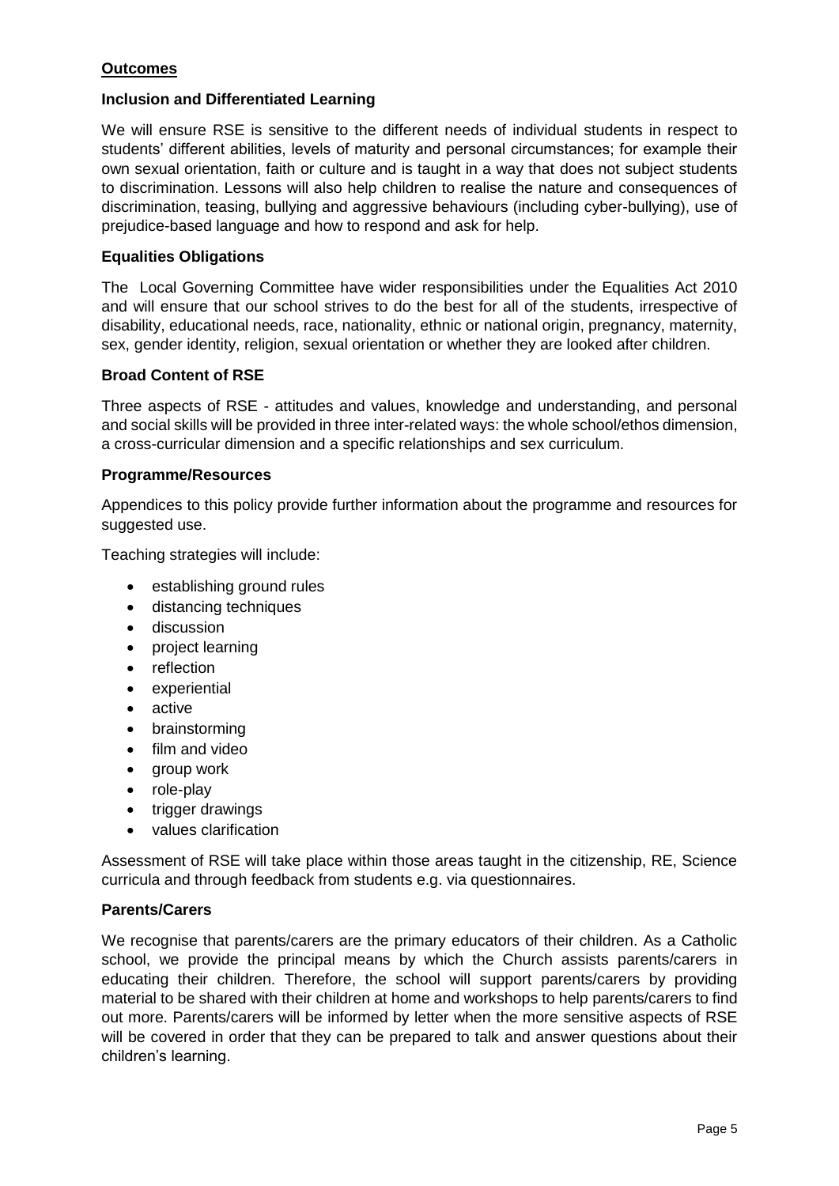## Outcomes

### Inclusion and Differentiated Learning

We will ensure RSE is sensitive to the different needs of individual students in respect to students' different abilities, levels of maturity and personal circumstances; for example their own sexual orientation, faith or culture and is taught in a way that does not subject students to discrimination. Lessons will also help children to realise the nature and consequences of discrimination, teasing, bullying and aggressive behaviours (including cyber-bullying), use of prejudice-based language and how to respond and ask for help.

### Equalities Obligations

The Local Governing Committee have wider responsibilities under the Equalities Act 2010 and will ensure that our school strives to do the best for all of the students, irrespective of disability, educational needs, race, nationality, ethnic or national origin, pregnancy, maternity, sex, gender identity, religion, sexual orientation or whether they are looked after children.

### Broad Content of RSE

Three aspects of RSE - attitudes and values, knowledge and understanding, and personal and social skills will be provided in three inter-related ways: the whole school/ethos dimension, a cross-curricular dimension and a specific relationships and sex curriculum.

### Programme/Resources

Appendices to this policy provide further information about the programme and resources for suggested use.

Teaching strategies will include:

- establishing ground rules
- distancing techniques
- discussion
- project learning
- reflection
- experiential
- active
- brainstorming
- film and video
- group work
- role-play
- trigger drawings
- values clarification

Assessment of RSE will take place within those areas taught in the citizenship, RE, Science curricula and through feedback from students e.g. via questionnaires.

### Parents/Carers

We recognise that parents/carers are the primary educators of their children. As a Catholic school, we provide the principal means by which the Church assists parents/carers in educating their children. Therefore, the school will support parents/carers by providing material to be shared with their children at home and workshops to help parents/carers to find out more. Parents/carers will be informed by letter when the more sensitive aspects of RSE will be covered in order that they can be prepared to talk and answer questions about their children's learning.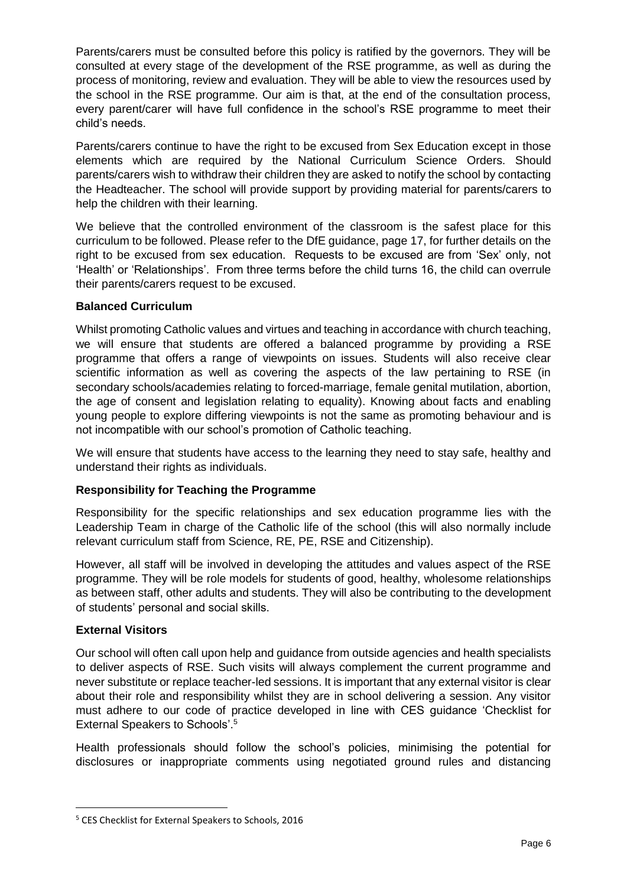Parents/carers must be consulted before this policy is ratified by the governors. They will be consulted at every stage of the development of the RSE programme, as well as during the process of monitoring, review and evaluation. They will be able to view the resources used by the school in the RSE programme. Our aim is that, at the end of the consultation process, every parent/carer will have full confidence in the school's RSE programme to meet their child's needs.

Parents/carers continue to have the right to be excused from Sex Education except in those elements which are required by the National Curriculum Science Orders. Should parents/carers wish to withdraw their children they are asked to notify the school by contacting the Headteacher. The school will provide support by providing material for parents/carers to help the children with their learning.

We believe that the controlled environment of the classroom is the safest place for this curriculum to be followed. Please refer to the DfE guidance, page 17, for further details on the right to be excused from sex education. Requests to be excused are from 'Sex' only, not 'Health' or 'Relationships'. From three terms before the child turns 16, the child can overrule their parents/carers request to be excused.

**Balanced Curriculum**

Whilst promoting Catholic values and virtues and teaching in accordance with church teaching, we will ensure that students are offered a balanced programme by providing a RSE programme that offers a range of viewpoints on issues. Students will also receive clear scientific information as well as covering the aspects of the law pertaining to RSE (in secondary schools/academies relating to forced-marriage, female genital mutilation, abortion, the age of consent and legislation relating to equality). Knowing about facts and enabling young people to explore differing viewpoints is not the same as promoting behaviour and is not incompatible with our school's promotion of Catholic teaching.

We will ensure that students have access to the learning they need to stay safe, healthy and understand their rights as individuals.

**Responsibility for Teaching the Programme**

Responsibility for the specific relationships and sex education programme lies with the Leadership Team in charge of the Catholic life of the school (this will also normally include relevant curriculum staff from Science, RE, PE, RSE and Citizenship).

However, all staff will be involved in developing the attitudes and values aspect of the RSE programme. They will be role models for students of good, healthy, wholesome relationships as between staff, other adults and students. They will also be contributing to the development of students' personal and social skills.

**External Visitors**

Our school will often call upon help and guidance from outside agencies and health specialists to deliver aspects of RSE. Such visits will always complement the current programme and never substitute or replace teacher-led sessions. It is important that any external visitor is clear about their role and responsibility whilst they are in school delivering a session. Any visitor must adhere to our code of practice developed in line with CES guidance 'Checklist for External Speakers to Schools'.[5]

Health professionals should follow the school's policies, minimising the potential for disclosures or inappropriate comments using negotiated ground rules and distancing

---

[5] CES Checklist for External Speakers to Schools, 2016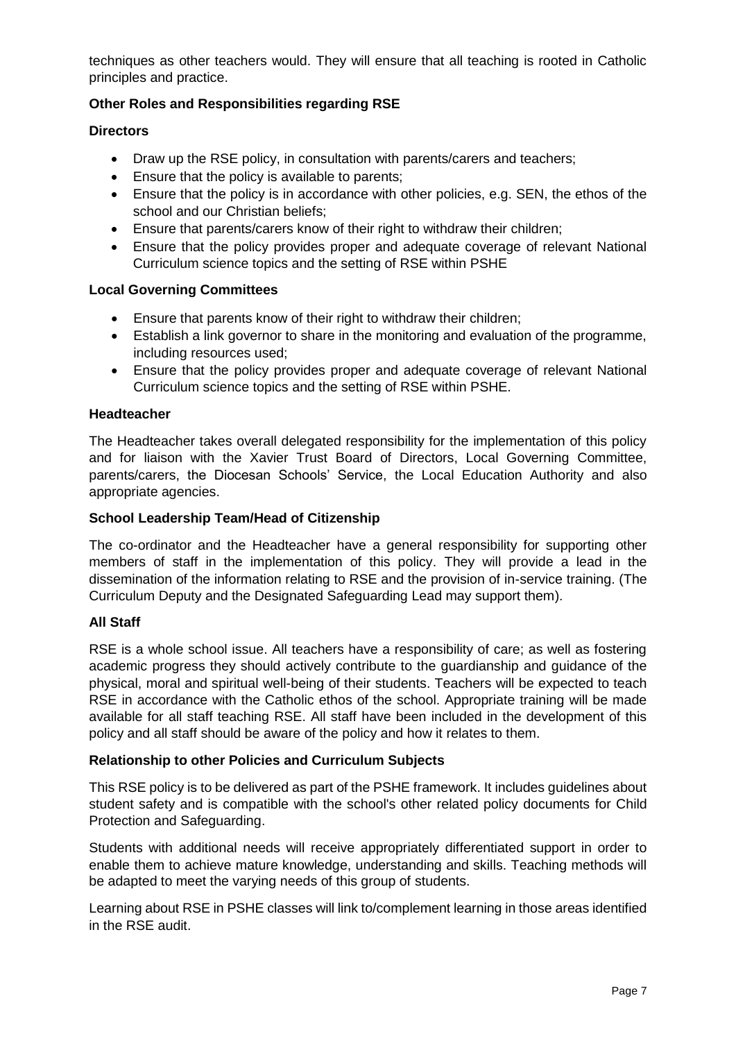techniques as other teachers would. They will ensure that all teaching is rooted in Catholic principles and practice.

### Other Roles and Responsibilities regarding RSE

#### Directors

- Draw up the RSE policy, in consultation with parents/carers and teachers;
- Ensure that the policy is available to parents;
- Ensure that the policy is in accordance with other policies, e.g. SEN, the ethos of the school and our Christian beliefs;
- Ensure that parents/carers know of their right to withdraw their children;
- Ensure that the policy provides proper and adequate coverage of relevant National Curriculum science topics and the setting of RSE within PSHE

#### Local Governing Committees

- Ensure that parents know of their right to withdraw their children;
- Establish a link governor to share in the monitoring and evaluation of the programme, including resources used;
- Ensure that the policy provides proper and adequate coverage of relevant National Curriculum science topics and the setting of RSE within PSHE.

#### Headteacher

The Headteacher takes overall delegated responsibility for the implementation of this policy and for liaison with the Xavier Trust Board of Directors, Local Governing Committee, parents/carers, the Diocesan Schools' Service, the Local Education Authority and also appropriate agencies.

#### School Leadership Team/Head of Citizenship

The co-ordinator and the Headteacher have a general responsibility for supporting other members of staff in the implementation of this policy. They will provide a lead in the dissemination of the information relating to RSE and the provision of in-service training. (The Curriculum Deputy and the Designated Safeguarding Lead may support them).

#### All Staff

RSE is a whole school issue. All teachers have a responsibility of care; as well as fostering academic progress they should actively contribute to the guardianship and guidance of the physical, moral and spiritual well-being of their students. Teachers will be expected to teach RSE in accordance with the Catholic ethos of the school. Appropriate training will be made available for all staff teaching RSE. All staff have been included in the development of this policy and all staff should be aware of the policy and how it relates to them.

### Relationship to other Policies and Curriculum Subjects

This RSE policy is to be delivered as part of the PSHE framework. It includes guidelines about student safety and is compatible with the school's other related policy documents for Child Protection and Safeguarding.

Students with additional needs will receive appropriately differentiated support in order to enable them to achieve mature knowledge, understanding and skills. Teaching methods will be adapted to meet the varying needs of this group of students.

Learning about RSE in PSHE classes will link to/complement learning in those areas identified in the RSE audit.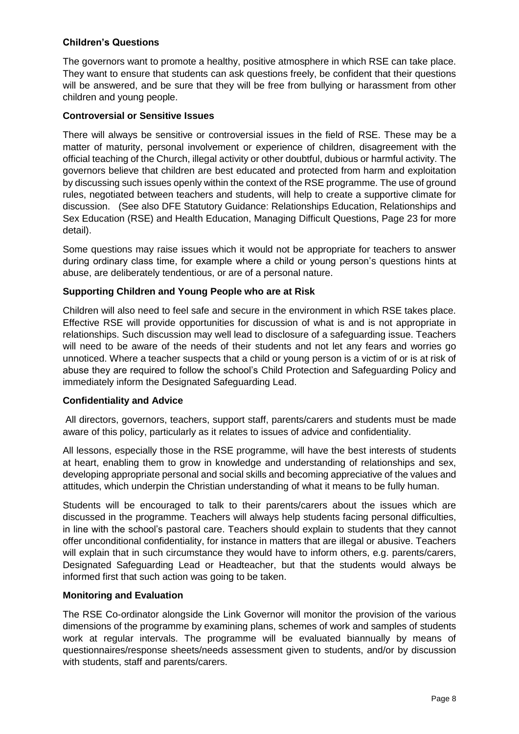### Children's Questions

The governors want to promote a healthy, positive atmosphere in which RSE can take place. They want to ensure that students can ask questions freely, be confident that their questions will be answered, and be sure that they will be free from bullying or harassment from other children and young people.

### Controversial or Sensitive Issues

There will always be sensitive or controversial issues in the field of RSE. These may be a matter of maturity, personal involvement or experience of children, disagreement with the official teaching of the Church, illegal activity or other doubtful, dubious or harmful activity. The governors believe that children are best educated and protected from harm and exploitation by discussing such issues openly within the context of the RSE programme. The use of ground rules, negotiated between teachers and students, will help to create a supportive climate for discussion. (See also DFE Statutory Guidance: Relationships Education, Relationships and Sex Education (RSE) and Health Education, Managing Difficult Questions, Page 23 for more detail).

Some questions may raise issues which it would not be appropriate for teachers to answer during ordinary class time, for example where a child or young person's questions hints at abuse, are deliberately tendentious, or are of a personal nature.

### Supporting Children and Young People who are at Risk

Children will also need to feel safe and secure in the environment in which RSE takes place. Effective RSE will provide opportunities for discussion of what is and is not appropriate in relationships. Such discussion may well lead to disclosure of a safeguarding issue. Teachers will need to be aware of the needs of their students and not let any fears and worries go unnoticed. Where a teacher suspects that a child or young person is a victim of or is at risk of abuse they are required to follow the school's Child Protection and Safeguarding Policy and immediately inform the Designated Safeguarding Lead.

### Confidentiality and Advice

All directors, governors, teachers, support staff, parents/carers and students must be made aware of this policy, particularly as it relates to issues of advice and confidentiality.

All lessons, especially those in the RSE programme, will have the best interests of students at heart, enabling them to grow in knowledge and understanding of relationships and sex, developing appropriate personal and social skills and becoming appreciative of the values and attitudes, which underpin the Christian understanding of what it means to be fully human.

Students will be encouraged to talk to their parents/carers about the issues which are discussed in the programme. Teachers will always help students facing personal difficulties, in line with the school's pastoral care. Teachers should explain to students that they cannot offer unconditional confidentiality, for instance in matters that are illegal or abusive. Teachers will explain that in such circumstance they would have to inform others, e.g. parents/carers, Designated Safeguarding Lead or Headteacher, but that the students would always be informed first that such action was going to be taken.

### Monitoring and Evaluation

The RSE Co-ordinator alongside the Link Governor will monitor the provision of the various dimensions of the programme by examining plans, schemes of work and samples of students work at regular intervals. The programme will be evaluated biannually by means of questionnaires/response sheets/needs assessment given to students, and/or by discussion with students, staff and parents/carers.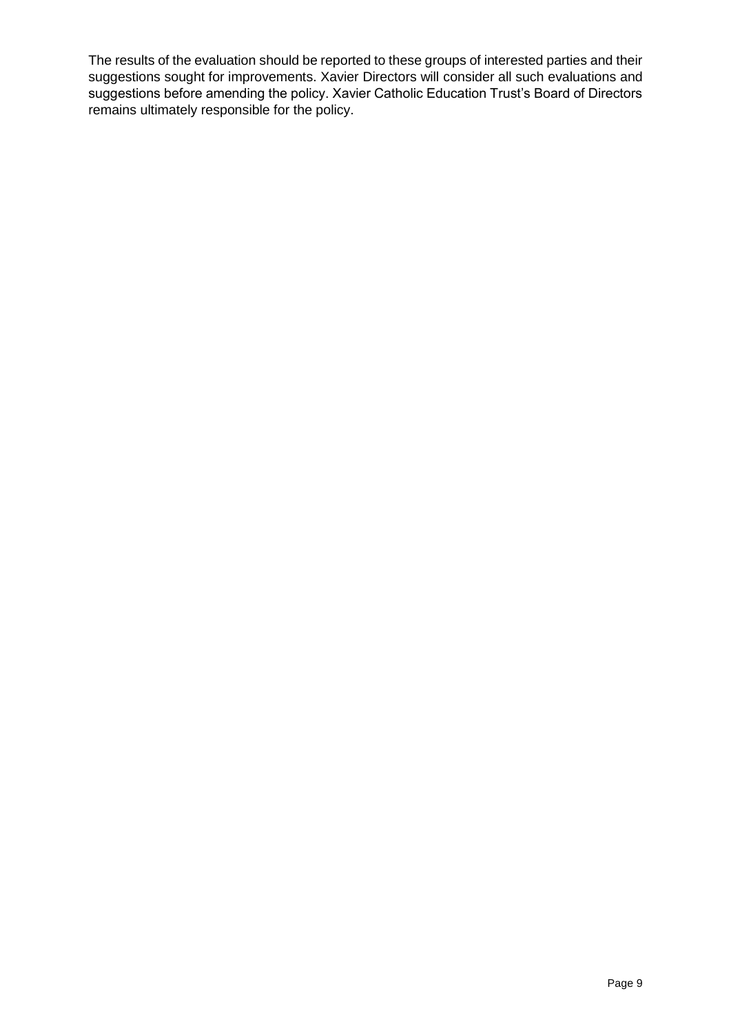The results of the evaluation should be reported to these groups of interested parties and their suggestions sought for improvements. Xavier Directors will consider all such evaluations and suggestions before amending the policy. Xavier Catholic Education Trust's Board of Directors remains ultimately responsible for the policy.